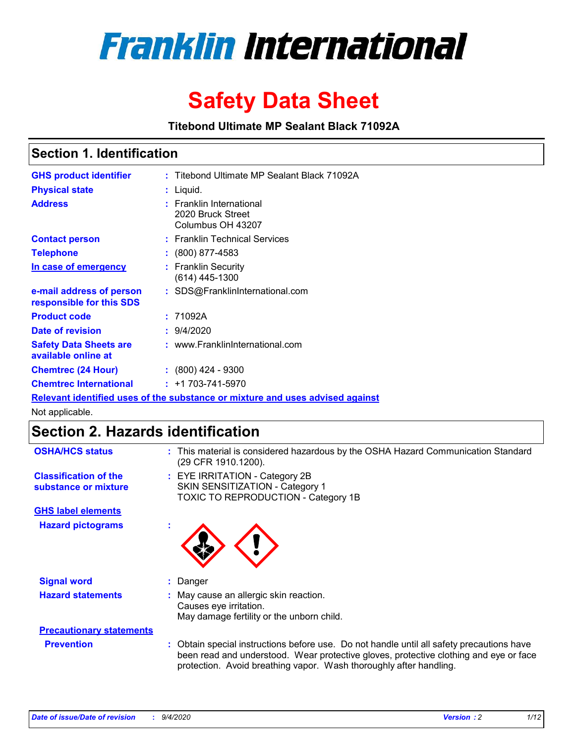# Franklin International

# Safety Data Sheet

**Titebond Ultimate MP Sealant Black 71092A**

## Section 1. Identification

| | |
|---|---|
| **GHS product identifier** | : Titebond Ultimate MP Sealant Black 71092A |
| **Physical state** | : Liquid. |
| **Address** | : Franklin International<br>2020 Bruck Street<br>Columbus OH 43207 |
| **Contact person** | : Franklin Technical Services |
| **Telephone** | : (800) 877-4583 |
| **In case of emergency** | : Franklin Security<br>(614) 445-1300 |
| **e-mail address of person responsible for this SDS** | : SDS@FranklinInternational.com |
| **Product code** | : 71092A |
| **Date of revision** | : 9/4/2020 |
| **Safety Data Sheets are available online at** | : www.FranklinInternational.com |
| **Chemtrec (24 Hour)** | : (800) 424 - 9300 |
| **Chemtrec International** | : +1 703-741-5970 |

**Relevant identified uses of the substance or mixture and uses advised against**

Not applicable.

## Section 2. Hazards identification

**OSHA/HCS status** : This material is considered hazardous by the OSHA Hazard Communication Standard (29 CFR 1910.1200).

**Classification of the substance or mixture** : EYE IRRITATION - Category 2B
SKIN SENSITIZATION - Category 1
TOXIC TO REPRODUCTION - Category 1B

**GHS label elements**

**Hazard pictograms** :

**Signal word** : Danger

**Hazard statements** : May cause an allergic skin reaction.
Causes eye irritation.
May damage fertility or the unborn child.

**Precautionary statements**

**Prevention** : Obtain special instructions before use. Do not handle until all safety precautions have been read and understood. Wear protective gloves, protective clothing and eye or face protection. Avoid breathing vapor. Wash thoroughly after handling.

*Date of issue/Date of revision : 9/4/2020* *Version : 2*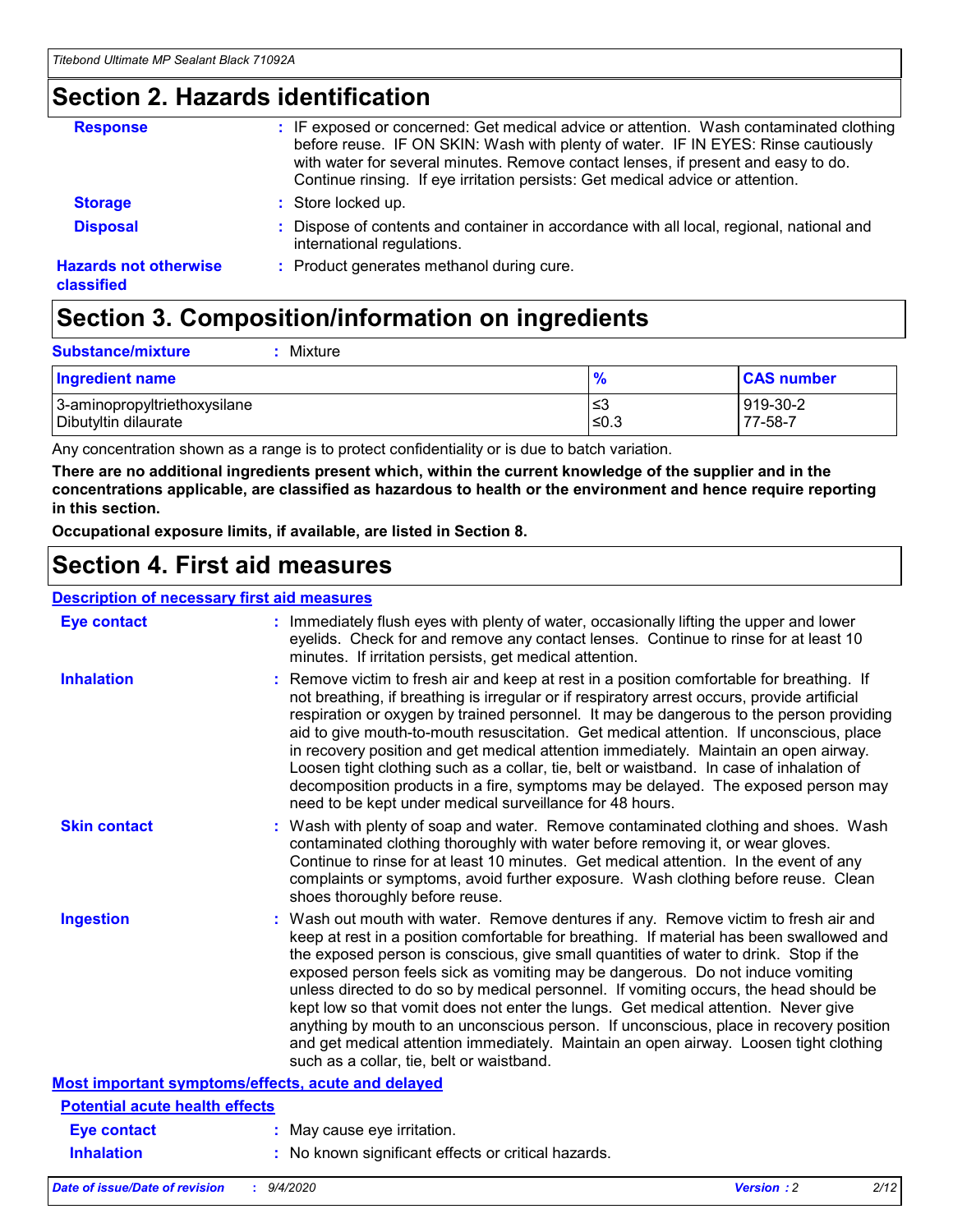## Section 2. Hazards identification

**Response** : IF exposed or concerned: Get medical advice or attention. Wash contaminated clothing before reuse. IF ON SKIN: Wash with plenty of water. IF IN EYES: Rinse cautiously with water for several minutes. Remove contact lenses, if present and easy to do. Continue rinsing. If eye irritation persists: Get medical advice or attention.

**Storage** : Store locked up.

**Disposal** : Dispose of contents and container in accordance with all local, regional, national and international regulations.

**Hazards not otherwise classified** : Product generates methanol during cure.

## Section 3. Composition/information on ingredients

**Substance/mixture** : Mixture

| Ingredient name | % | CAS number |
|---|---|---|
| 3-aminopropyltriethoxysilane | ≤3 | 919-30-2 |
| Dibutyltin dilaurate | ≤0.3 | 77-58-7 |

Any concentration shown as a range is to protect confidentiality or is due to batch variation.

**There are no additional ingredients present which, within the current knowledge of the supplier and in the concentrations applicable, are classified as hazardous to health or the environment and hence require reporting in this section.**

**Occupational exposure limits, if available, are listed in Section 8.**

## Section 4. First aid measures

**Description of necessary first aid measures**

**Eye contact** : Immediately flush eyes with plenty of water, occasionally lifting the upper and lower eyelids. Check for and remove any contact lenses. Continue to rinse for at least 10 minutes. If irritation persists, get medical attention.

**Inhalation** : Remove victim to fresh air and keep at rest in a position comfortable for breathing. If not breathing, if breathing is irregular or if respiratory arrest occurs, provide artificial respiration or oxygen by trained personnel. It may be dangerous to the person providing aid to give mouth-to-mouth resuscitation. Get medical attention. If unconscious, place in recovery position and get medical attention immediately. Maintain an open airway. Loosen tight clothing such as a collar, tie, belt or waistband. In case of inhalation of decomposition products in a fire, symptoms may be delayed. The exposed person may need to be kept under medical surveillance for 48 hours.

**Skin contact** : Wash with plenty of soap and water. Remove contaminated clothing and shoes. Wash contaminated clothing thoroughly with water before removing it, or wear gloves. Continue to rinse for at least 10 minutes. Get medical attention. In the event of any complaints or symptoms, avoid further exposure. Wash clothing before reuse. Clean shoes thoroughly before reuse.

**Ingestion** : Wash out mouth with water. Remove dentures if any. Remove victim to fresh air and keep at rest in a position comfortable for breathing. If material has been swallowed and the exposed person is conscious, give small quantities of water to drink. Stop if the exposed person feels sick as vomiting may be dangerous. Do not induce vomiting unless directed to do so by medical personnel. If vomiting occurs, the head should be kept low so that vomit does not enter the lungs. Get medical attention. Never give anything by mouth to an unconscious person. If unconscious, place in recovery position and get medical attention immediately. Maintain an open airway. Loosen tight clothing such as a collar, tie, belt or waistband.

**Most important symptoms/effects, acute and delayed**

**Potential acute health effects**

**Eye contact** : May cause eye irritation.

**Inhalation** : No known significant effects or critical hazards.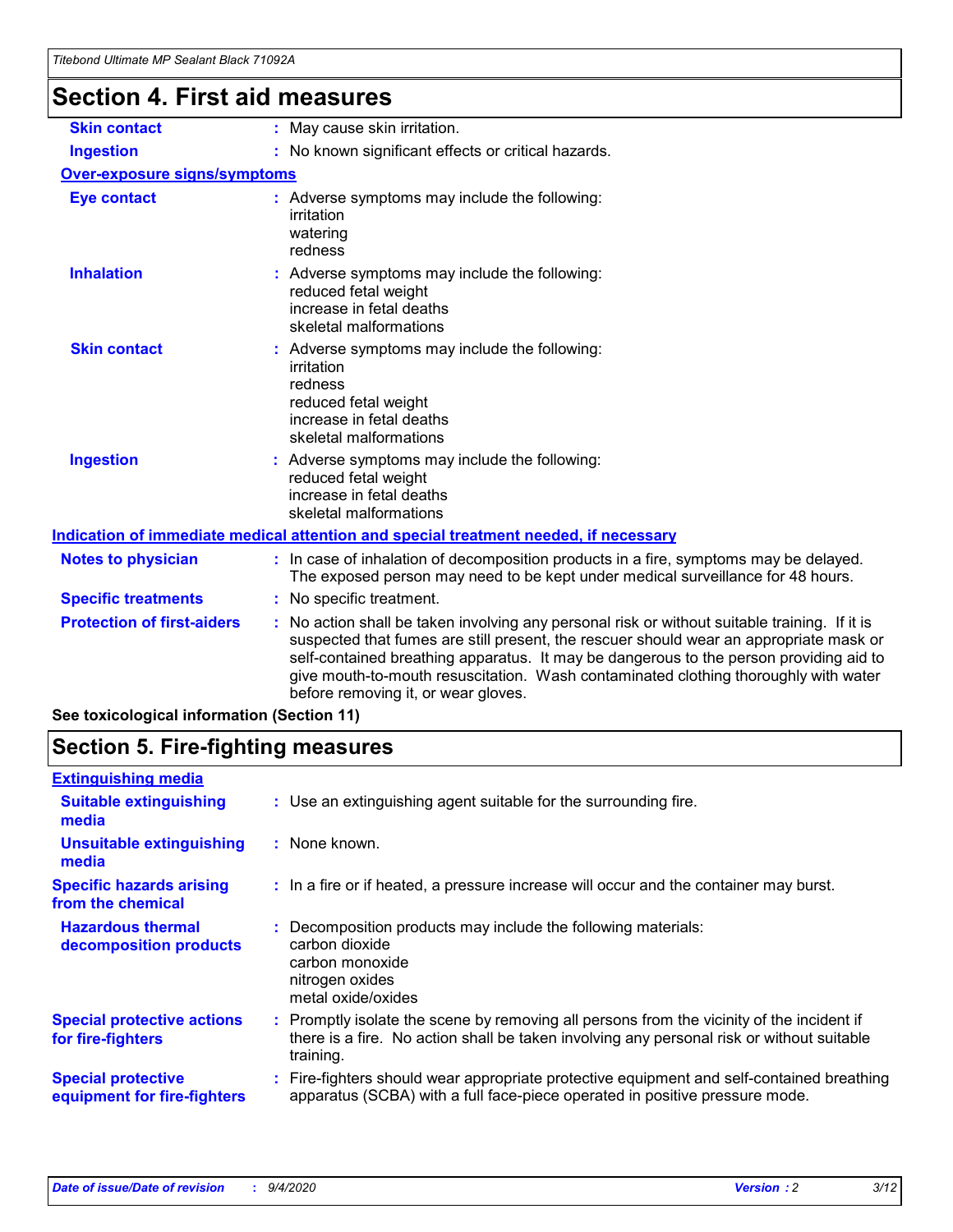# Section 4. First aid measures

**Skin contact** : May cause skin irritation.

**Ingestion** : No known significant effects or critical hazards.

**Over-exposure signs/symptoms**

**Eye contact** : Adverse symptoms may include the following:
irritation
watering
redness

**Inhalation** : Adverse symptoms may include the following:
reduced fetal weight
increase in fetal deaths
skeletal malformations

**Skin contact** : Adverse symptoms may include the following:
irritation
redness
reduced fetal weight
increase in fetal deaths
skeletal malformations

**Ingestion** : Adverse symptoms may include the following:
reduced fetal weight
increase in fetal deaths
skeletal malformations

**Indication of immediate medical attention and special treatment needed, if necessary**

**Notes to physician** : In case of inhalation of decomposition products in a fire, symptoms may be delayed. The exposed person may need to be kept under medical surveillance for 48 hours.

**Specific treatments** : No specific treatment.

**Protection of first-aiders** : No action shall be taken involving any personal risk or without suitable training. If it is suspected that fumes are still present, the rescuer should wear an appropriate mask or self-contained breathing apparatus. It may be dangerous to the person providing aid to give mouth-to-mouth resuscitation. Wash contaminated clothing thoroughly with water before removing it, or wear gloves.

**See toxicological information (Section 11)**

# Section 5. Fire-fighting measures

**Extinguishing media**

**Suitable extinguishing media** : Use an extinguishing agent suitable for the surrounding fire.

**Unsuitable extinguishing media** : None known.

**Specific hazards arising from the chemical** : In a fire or if heated, a pressure increase will occur and the container may burst.

**Hazardous thermal decomposition products** : Decomposition products may include the following materials:
carbon dioxide
carbon monoxide
nitrogen oxides
metal oxide/oxides

**Special protective actions for fire-fighters** : Promptly isolate the scene by removing all persons from the vicinity of the incident if there is a fire. No action shall be taken involving any personal risk or without suitable training.

**Special protective equipment for fire-fighters** : Fire-fighters should wear appropriate protective equipment and self-contained breathing apparatus (SCBA) with a full face-piece operated in positive pressure mode.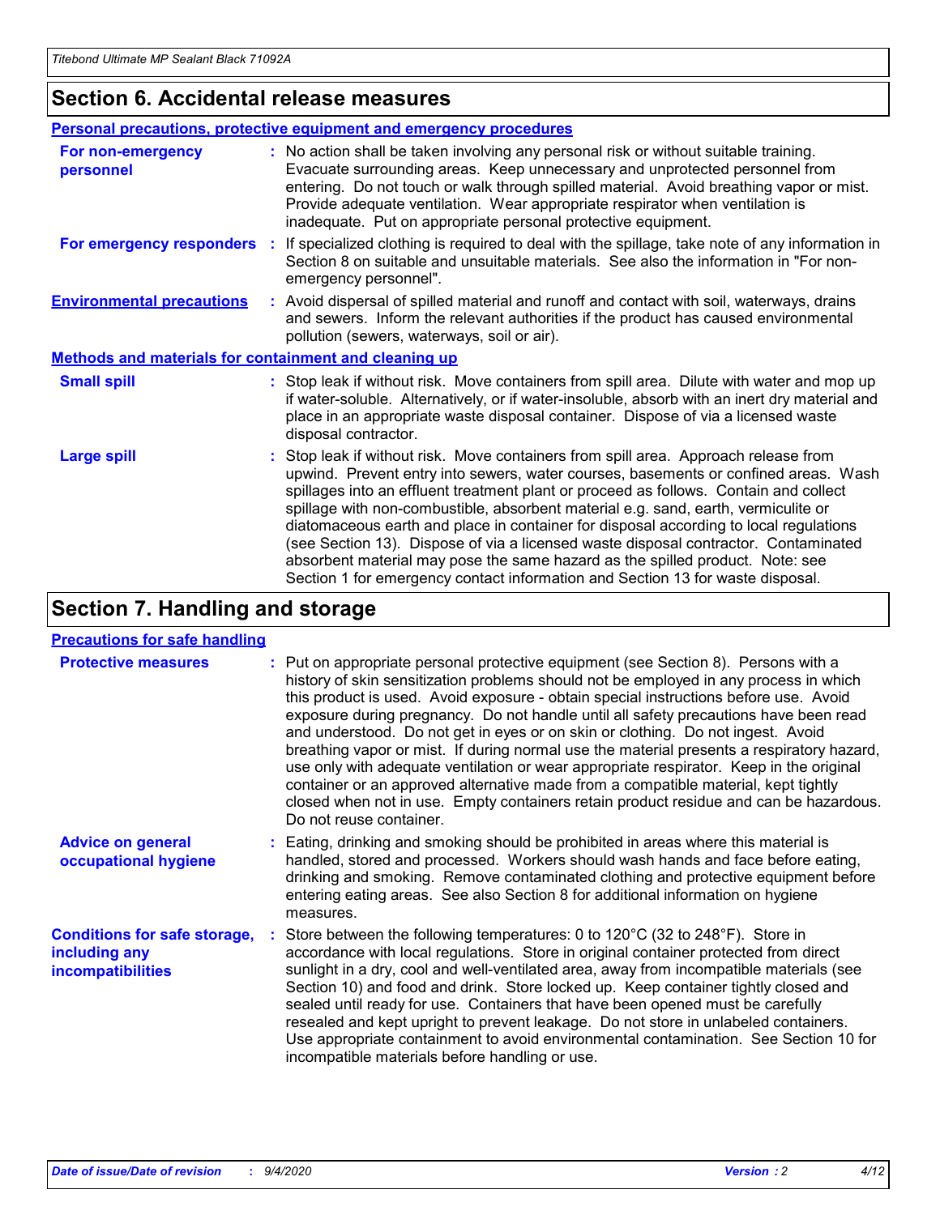## Section 6. Accidental release measures

### Personal precautions, protective equipment and emergency procedures

**For non-emergency personnel** : No action shall be taken involving any personal risk or without suitable training. Evacuate surrounding areas. Keep unnecessary and unprotected personnel from entering. Do not touch or walk through spilled material. Avoid breathing vapor or mist. Provide adequate ventilation. Wear appropriate respirator when ventilation is inadequate. Put on appropriate personal protective equipment.

**For emergency responders** : If specialized clothing is required to deal with the spillage, take note of any information in Section 8 on suitable and unsuitable materials. See also the information in "For non-emergency personnel".

**Environmental precautions** : Avoid dispersal of spilled material and runoff and contact with soil, waterways, drains and sewers. Inform the relevant authorities if the product has caused environmental pollution (sewers, waterways, soil or air).

### Methods and materials for containment and cleaning up

**Small spill** : Stop leak if without risk. Move containers from spill area. Dilute with water and mop up if water-soluble. Alternatively, or if water-insoluble, absorb with an inert dry material and place in an appropriate waste disposal container. Dispose of via a licensed waste disposal contractor.

**Large spill** : Stop leak if without risk. Move containers from spill area. Approach release from upwind. Prevent entry into sewers, water courses, basements or confined areas. Wash spillages into an effluent treatment plant or proceed as follows. Contain and collect spillage with non-combustible, absorbent material e.g. sand, earth, vermiculite or diatomaceous earth and place in container for disposal according to local regulations (see Section 13). Dispose of via a licensed waste disposal contractor. Contaminated absorbent material may pose the same hazard as the spilled product. Note: see Section 1 for emergency contact information and Section 13 for waste disposal.

## Section 7. Handling and storage

### Precautions for safe handling

**Protective measures** : Put on appropriate personal protective equipment (see Section 8). Persons with a history of skin sensitization problems should not be employed in any process in which this product is used. Avoid exposure - obtain special instructions before use. Avoid exposure during pregnancy. Do not handle until all safety precautions have been read and understood. Do not get in eyes or on skin or clothing. Do not ingest. Avoid breathing vapor or mist. If during normal use the material presents a respiratory hazard, use only with adequate ventilation or wear appropriate respirator. Keep in the original container or an approved alternative made from a compatible material, kept tightly closed when not in use. Empty containers retain product residue and can be hazardous. Do not reuse container.

**Advice on general occupational hygiene** : Eating, drinking and smoking should be prohibited in areas where this material is handled, stored and processed. Workers should wash hands and face before eating, drinking and smoking. Remove contaminated clothing and protective equipment before entering eating areas. See also Section 8 for additional information on hygiene measures.

**Conditions for safe storage, including any incompatibilities** : Store between the following temperatures: 0 to 120°C (32 to 248°F). Store in accordance with local regulations. Store in original container protected from direct sunlight in a dry, cool and well-ventilated area, away from incompatible materials (see Section 10) and food and drink. Store locked up. Keep container tightly closed and sealed until ready for use. Containers that have been opened must be carefully resealed and kept upright to prevent leakage. Do not store in unlabeled containers. Use appropriate containment to avoid environmental contamination. See Section 10 for incompatible materials before handling or use.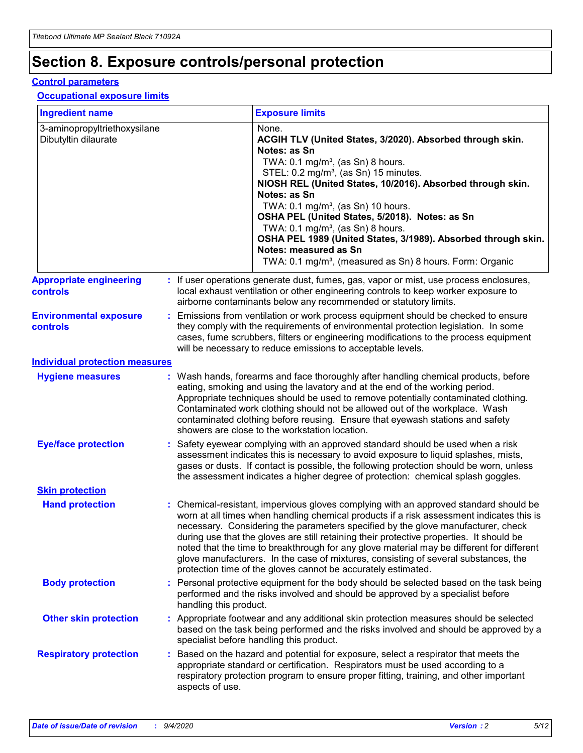# Section 8. Exposure controls/personal protection

## Control parameters

### Occupational exposure limits

| Ingredient name | Exposure limits |
| --- | --- |
| 3-aminopropyltriethoxysilane | None. |
| Dibutyltin dilaurate | **ACGIH TLV (United States, 3/2020). Absorbed through skin. Notes: as Sn**<br>TWA: 0.1 mg/m³, (as Sn) 8 hours.<br>STEL: 0.2 mg/m³, (as Sn) 15 minutes.<br>**NIOSH REL (United States, 10/2016). Absorbed through skin. Notes: as Sn**<br>TWA: 0.1 mg/m³, (as Sn) 10 hours.<br>**OSHA PEL (United States, 5/2018). Notes: as Sn**<br>TWA: 0.1 mg/m³, (as Sn) 8 hours.<br>**OSHA PEL 1989 (United States, 3/1989). Absorbed through skin. Notes: measured as Sn**<br>TWA: 0.1 mg/m³, (measured as Sn) 8 hours. Form: Organic |

**Appropriate engineering controls** : If user operations generate dust, fumes, gas, vapor or mist, use process enclosures, local exhaust ventilation or other engineering controls to keep worker exposure to airborne contaminants below any recommended or statutory limits.

**Environmental exposure controls** : Emissions from ventilation or work process equipment should be checked to ensure they comply with the requirements of environmental protection legislation. In some cases, fume scrubbers, filters or engineering modifications to the process equipment will be necessary to reduce emissions to acceptable levels.

## Individual protection measures

**Hygiene measures** : Wash hands, forearms and face thoroughly after handling chemical products, before eating, smoking and using the lavatory and at the end of the working period. Appropriate techniques should be used to remove potentially contaminated clothing. Contaminated work clothing should not be allowed out of the workplace. Wash contaminated clothing before reusing. Ensure that eyewash stations and safety showers are close to the workstation location.

**Eye/face protection** : Safety eyewear complying with an approved standard should be used when a risk assessment indicates this is necessary to avoid exposure to liquid splashes, mists, gases or dusts. If contact is possible, the following protection should be worn, unless the assessment indicates a higher degree of protection: chemical splash goggles.

### Skin protection

**Hand protection** : Chemical-resistant, impervious gloves complying with an approved standard should be worn at all times when handling chemical products if a risk assessment indicates this is necessary. Considering the parameters specified by the glove manufacturer, check during use that the gloves are still retaining their protective properties. It should be noted that the time to breakthrough for any glove material may be different for different glove manufacturers. In the case of mixtures, consisting of several substances, the protection time of the gloves cannot be accurately estimated.

**Body protection** : Personal protective equipment for the body should be selected based on the task being performed and the risks involved and should be approved by a specialist before handling this product.

**Other skin protection** : Appropriate footwear and any additional skin protection measures should be selected based on the task being performed and the risks involved and should be approved by a specialist before handling this product.

**Respiratory protection** : Based on the hazard and potential for exposure, select a respirator that meets the appropriate standard or certification. Respirators must be used according to a respiratory protection program to ensure proper fitting, training, and other important aspects of use.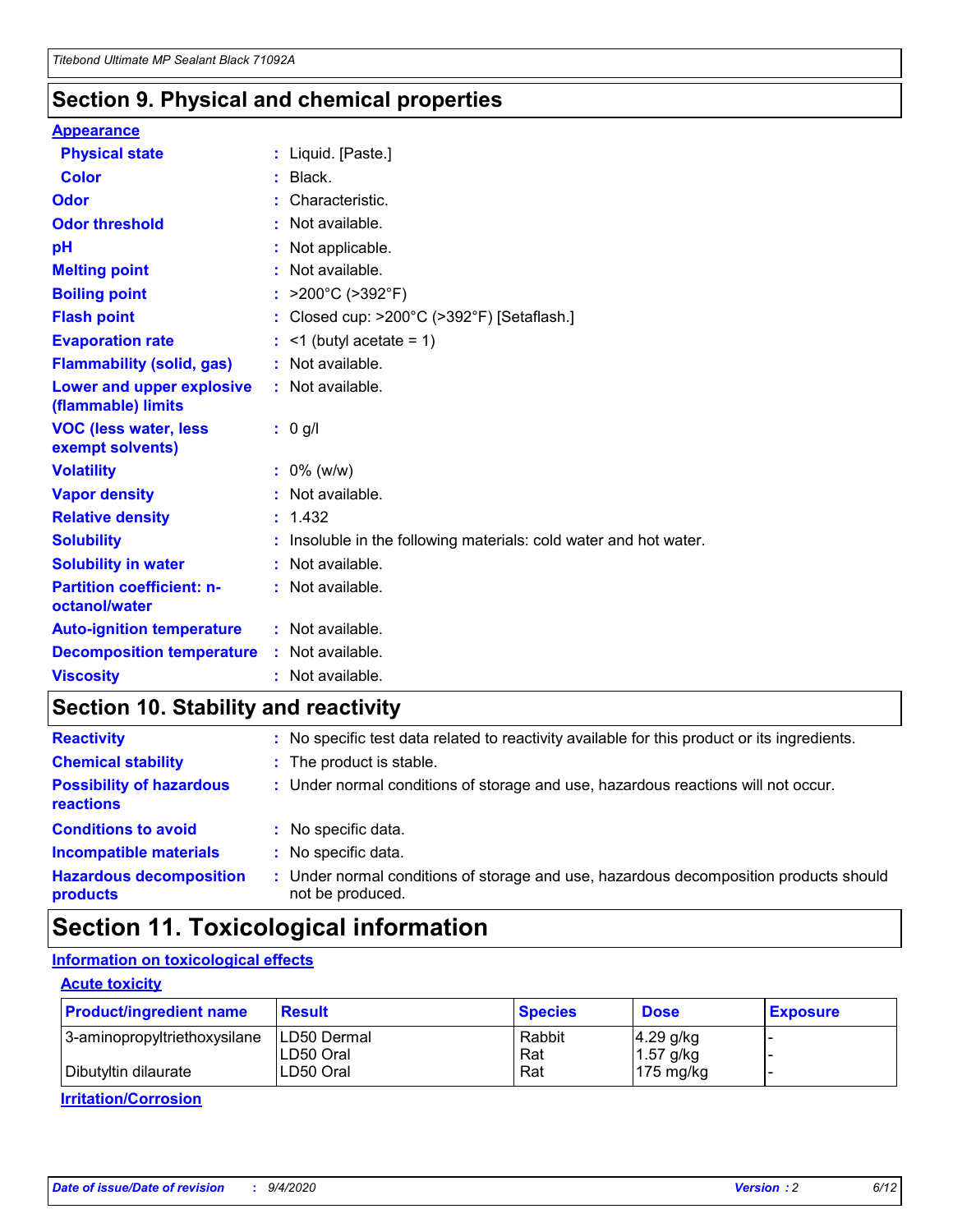## Section 9. Physical and chemical properties

**Appearance**

| | |
|---|---|
| **Physical state** | : Liquid. [Paste.] |
| **Color** | : Black. |
| **Odor** | : Characteristic. |
| **Odor threshold** | : Not available. |
| **pH** | : Not applicable. |
| **Melting point** | : Not available. |
| **Boiling point** | : >200°C (>392°F) |
| **Flash point** | : Closed cup: >200°C (>392°F) [Setaflash.] |
| **Evaporation rate** | : <1 (butyl acetate = 1) |
| **Flammability (solid, gas)** | : Not available. |
| **Lower and upper explosive (flammable) limits** | : Not available. |
| **VOC (less water, less exempt solvents)** | : 0 g/l |
| **Volatility** | : 0% (w/w) |
| **Vapor density** | : Not available. |
| **Relative density** | : 1.432 |
| **Solubility** | : Insoluble in the following materials: cold water and hot water. |
| **Solubility in water** | : Not available. |
| **Partition coefficient: n-octanol/water** | : Not available. |
| **Auto-ignition temperature** | : Not available. |
| **Decomposition temperature** | : Not available. |
| **Viscosity** | : Not available. |

## Section 10. Stability and reactivity

| | |
|---|---|
| **Reactivity** | : No specific test data related to reactivity available for this product or its ingredients. |
| **Chemical stability** | : The product is stable. |
| **Possibility of hazardous reactions** | : Under normal conditions of storage and use, hazardous reactions will not occur. |
| **Conditions to avoid** | : No specific data. |
| **Incompatible materials** | : No specific data. |
| **Hazardous decomposition products** | : Under normal conditions of storage and use, hazardous decomposition products should not be produced. |

## Section 11. Toxicological information

**Information on toxicological effects**

**Acute toxicity**

| Product/ingredient name | Result | Species | Dose | Exposure |
|---|---|---|---|---|
| 3-aminopropyltriethoxysilane | LD50 Dermal | Rabbit | 4.29 g/kg | - |
| | LD50 Oral | Rat | 1.57 g/kg | - |
| Dibutyltin dilaurate | LD50 Oral | Rat | 175 mg/kg | - |

**Irritation/Corrosion**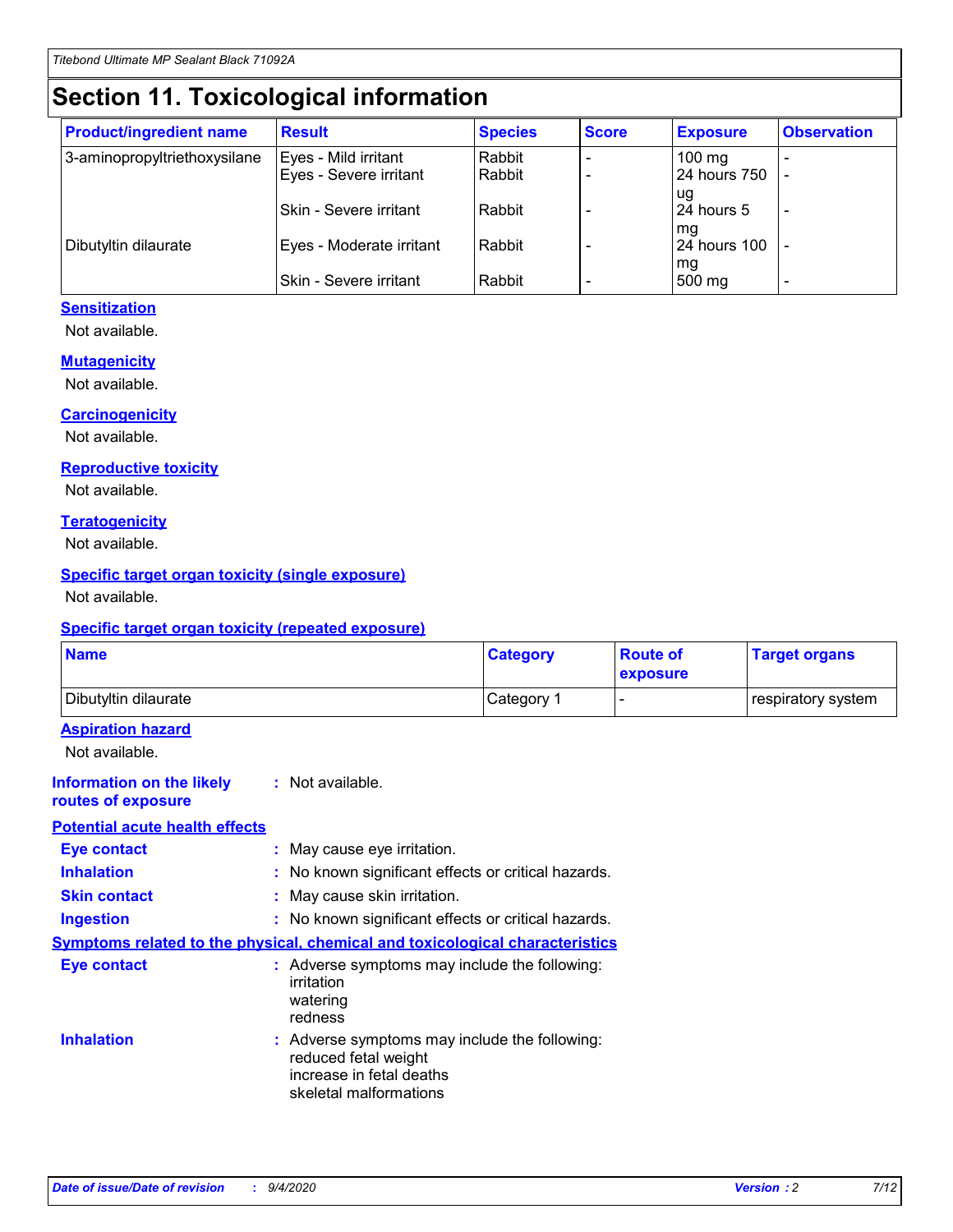# Section 11. Toxicological information

| Product/ingredient name | Result | Species | Score | Exposure | Observation |
|---|---|---|---|---|---|
| 3-aminopropyltriethoxysilane | Eyes - Mild irritant | Rabbit | - | 100 mg | - |
| | Eyes - Severe irritant | Rabbit | - | 24 hours 750 ug | - |
| | Skin - Severe irritant | Rabbit | - | 24 hours 5 mg | - |
| Dibutyltin dilaurate | Eyes - Moderate irritant | Rabbit | - | 24 hours 100 mg | - |
| | Skin - Severe irritant | Rabbit | - | 500 mg | - |

### Sensitization

Not available.

### Mutagenicity

Not available.

### Carcinogenicity

Not available.

### Reproductive toxicity

Not available.

### Teratogenicity

Not available.

### Specific target organ toxicity (single exposure)

Not available.

### Specific target organ toxicity (repeated exposure)

| Name | Category | Route of exposure | Target organs |
|---|---|---|---|
| Dibutyltin dilaurate | Category 1 | - | respiratory system |

### Aspiration hazard

Not available.

**Information on the likely routes of exposure** : Not available.

### Potential acute health effects

**Eye contact** : May cause eye irritation.

**Inhalation** : No known significant effects or critical hazards.

**Skin contact** : May cause skin irritation.

**Ingestion** : No known significant effects or critical hazards.

### Symptoms related to the physical, chemical and toxicological characteristics

**Eye contact** : Adverse symptoms may include the following:
irritation
watering
redness

**Inhalation** : Adverse symptoms may include the following:
reduced fetal weight
increase in fetal deaths
skeletal malformations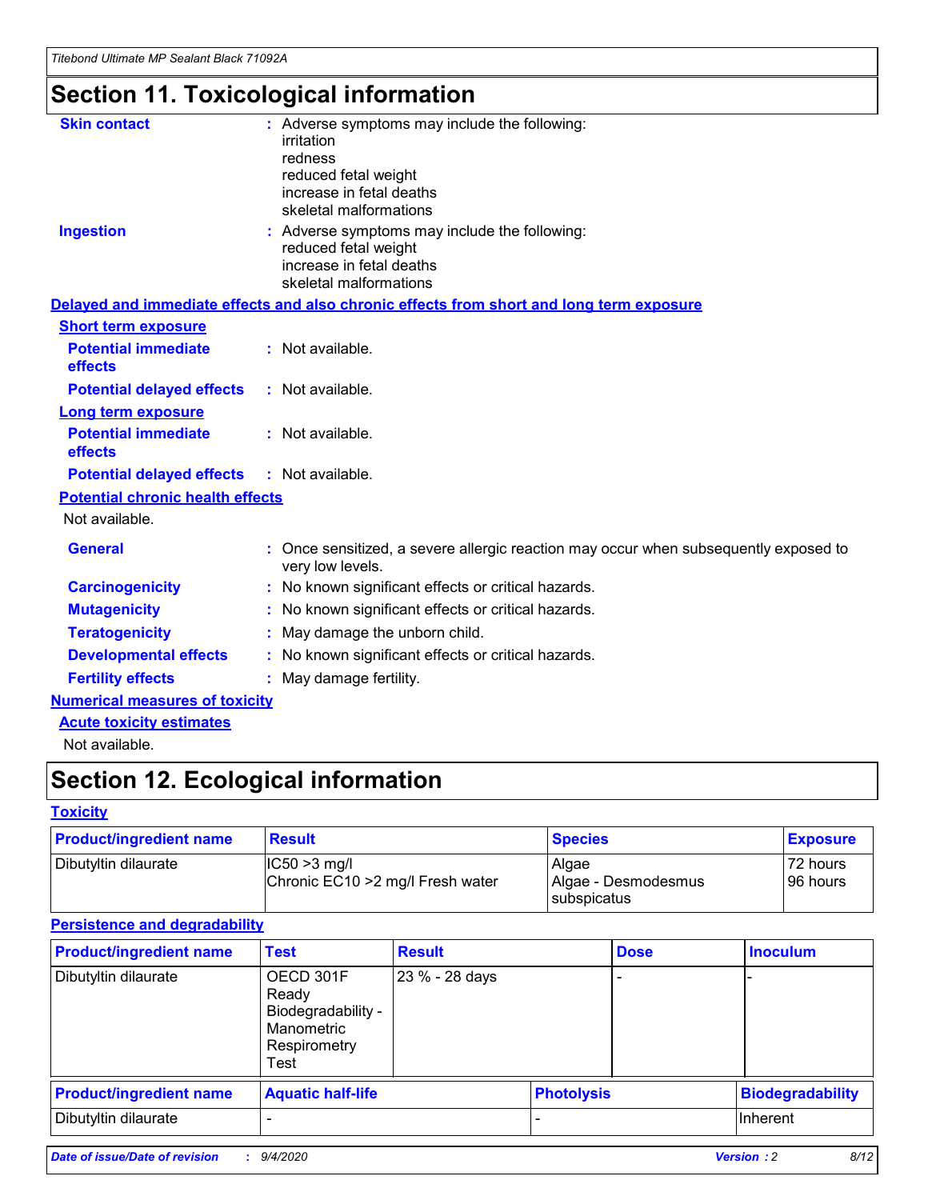# Section 11. Toxicological information

**Skin contact** : Adverse symptoms may include the following:
irritation
redness
reduced fetal weight
increase in fetal deaths
skeletal malformations

**Ingestion** : Adverse symptoms may include the following:
reduced fetal weight
increase in fetal deaths
skeletal malformations

**Delayed and immediate effects and also chronic effects from short and long term exposure**

**Short term exposure**

**Potential immediate effects** : Not available.

**Potential delayed effects** : Not available.

**Long term exposure**

**Potential immediate effects** : Not available.

**Potential delayed effects** : Not available.

**Potential chronic health effects**

Not available.

**General** : Once sensitized, a severe allergic reaction may occur when subsequently exposed to very low levels.

**Carcinogenicity** : No known significant effects or critical hazards.

**Mutagenicity** : No known significant effects or critical hazards.

**Teratogenicity** : May damage the unborn child.

**Developmental effects** : No known significant effects or critical hazards.

**Fertility effects** : May damage fertility.

**Numerical measures of toxicity**

**Acute toxicity estimates**

Not available.

# Section 12. Ecological information

**Toxicity**

| Product/ingredient name | Result | Species | Exposure |
|---|---|---|---|
| Dibutyltin dilaurate | IC50 >3 mg/l<br>Chronic EC10 >2 mg/l Fresh water | Algae<br>Algae - Desmodesmus subspicatus | 72 hours<br>96 hours |

**Persistence and degradability**

| Product/ingredient name | Test | Result | Dose | Inoculum |
|---|---|---|---|---|
| Dibutyltin dilaurate | OECD 301F Ready Biodegradability - Manometric Respirometry Test | 23 % - 28 days | - | - |

| Product/ingredient name | Aquatic half-life | Photolysis | Biodegradability |
|---|---|---|---|
| Dibutyltin dilaurate | - | - | Inherent |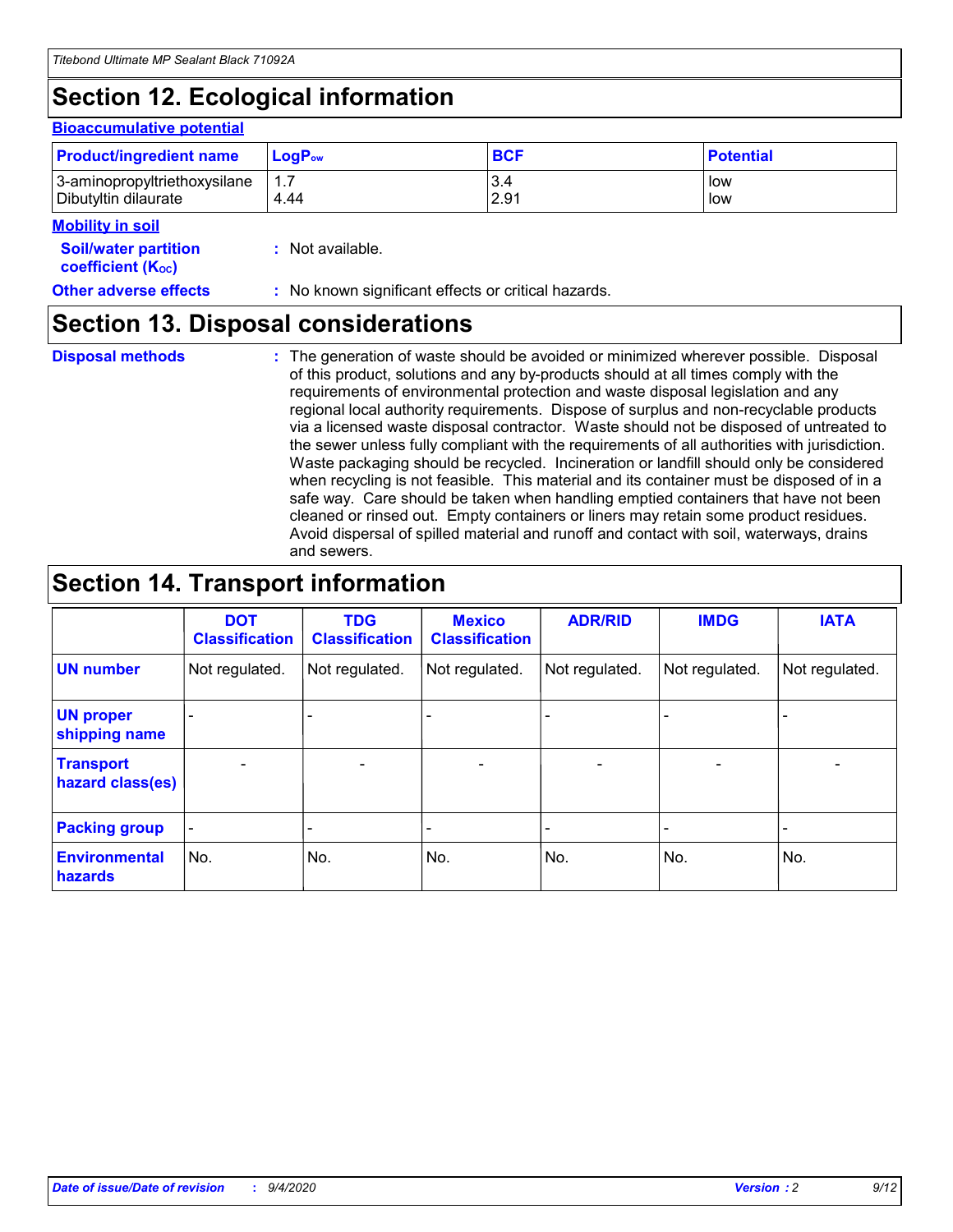## Section 12. Ecological information

**Bioaccumulative potential**

| Product/ingredient name | $LogP_{ow}$ | BCF | Potential |
|---|---|---|---|
| 3-aminopropyltriethoxysilane | 1.7 | 3.4 | low |
| Dibutyltin dilaurate | 4.44 | 2.91 | low |

**Mobility in soil**

**Soil/water partition coefficient ($K_{OC}$)** : Not available.

**Other adverse effects** : No known significant effects or critical hazards.

## Section 13. Disposal considerations

**Disposal methods** : The generation of waste should be avoided or minimized wherever possible. Disposal of this product, solutions and any by-products should at all times comply with the requirements of environmental protection and waste disposal legislation and any regional local authority requirements. Dispose of surplus and non-recyclable products via a licensed waste disposal contractor. Waste should not be disposed of untreated to the sewer unless fully compliant with the requirements of all authorities with jurisdiction. Waste packaging should be recycled. Incineration or landfill should only be considered when recycling is not feasible. This material and its container must be disposed of in a safe way. Care should be taken when handling emptied containers that have not been cleaned or rinsed out. Empty containers or liners may retain some product residues. Avoid dispersal of spilled material and runoff and contact with soil, waterways, drains and sewers.

## Section 14. Transport information

| | DOT Classification | TDG Classification | Mexico Classification | ADR/RID | IMDG | IATA |
|---|---|---|---|---|---|---|
| **UN number** | Not regulated. | Not regulated. | Not regulated. | Not regulated. | Not regulated. | Not regulated. |
| **UN proper shipping name** | - | - | - | - | - | - |
| **Transport hazard class(es)** | - | - | - | - | - | - |
| **Packing group** | - | - | - | - | - | - |
| **Environmental hazards** | No. | No. | No. | No. | No. | No. |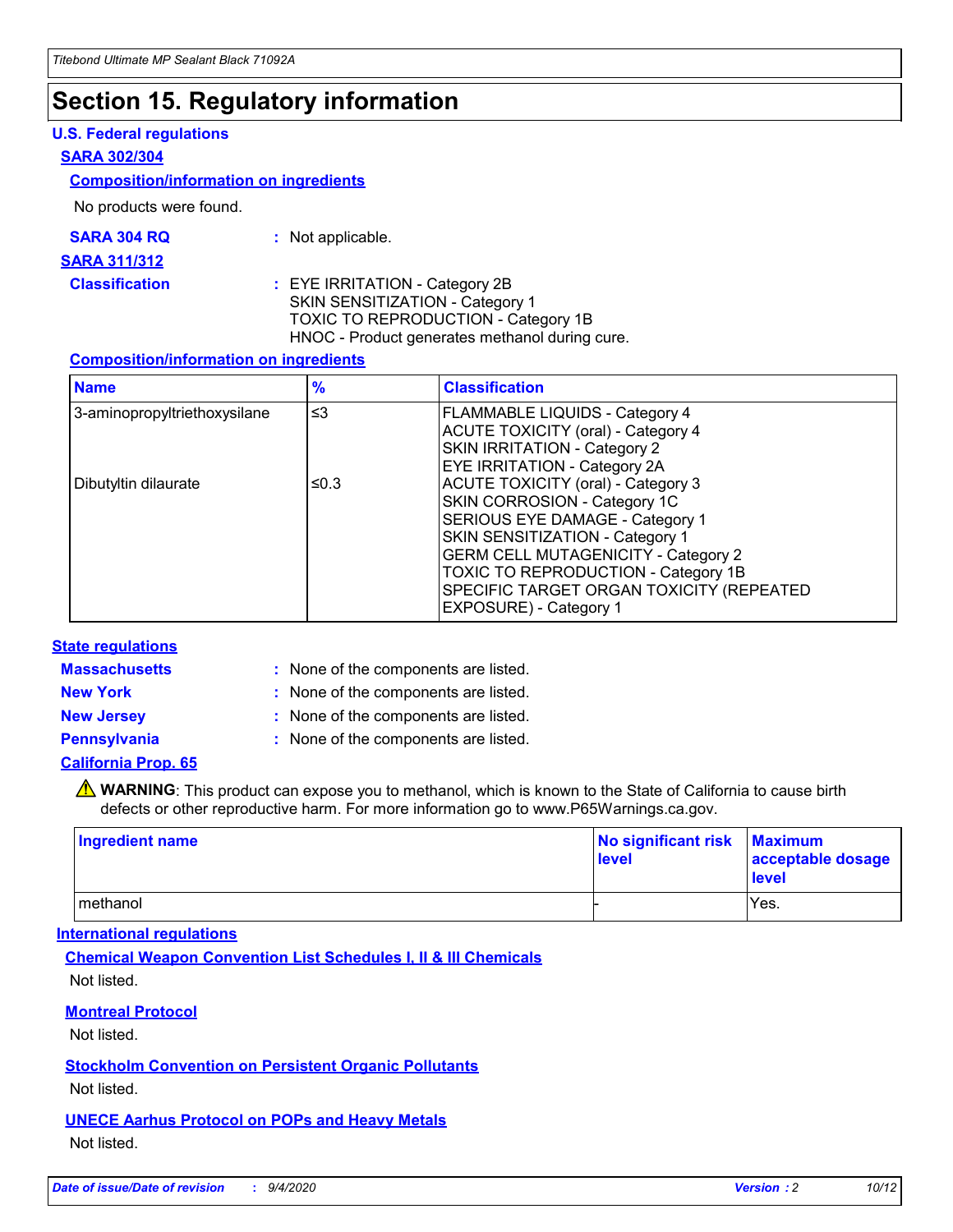# Section 15. Regulatory information

## U.S. Federal regulations

### SARA 302/304

#### Composition/information on ingredients

No products were found.

**SARA 304 RQ** : Not applicable.

### SARA 311/312

**Classification** : EYE IRRITATION - Category 2B
SKIN SENSITIZATION - Category 1
TOXIC TO REPRODUCTION - Category 1B
HNOC - Product generates methanol during cure.

#### Composition/information on ingredients

| Name | % | Classification |
|---|---|---|
| 3-aminopropyltriethoxysilane | ≤3 | FLAMMABLE LIQUIDS - Category 4<br>ACUTE TOXICITY (oral) - Category 4<br>SKIN IRRITATION - Category 2<br>EYE IRRITATION - Category 2A |
| Dibutyltin dilaurate | ≤0.3 | ACUTE TOXICITY (oral) - Category 3<br>SKIN CORROSION - Category 1C<br>SERIOUS EYE DAMAGE - Category 1<br>SKIN SENSITIZATION - Category 1<br>GERM CELL MUTAGENICITY - Category 2<br>TOXIC TO REPRODUCTION - Category 1B<br>SPECIFIC TARGET ORGAN TOXICITY (REPEATED EXPOSURE) - Category 1 |

## State regulations

**Massachusetts** : None of the components are listed.

**New York** : None of the components are listed.

**New Jersey** : None of the components are listed.

**Pennsylvania** : None of the components are listed.

### California Prop. 65

⚠ **WARNING**: This product can expose you to methanol, which is known to the State of California to cause birth defects or other reproductive harm. For more information go to www.P65Warnings.ca.gov.

| Ingredient name | No significant risk level | Maximum acceptable dosage level |
|---|---|---|
| methanol | - | Yes. |

## International regulations

### Chemical Weapon Convention List Schedules I, II & III Chemicals

Not listed.

### Montreal Protocol

Not listed.

### Stockholm Convention on Persistent Organic Pollutants

Not listed.

### UNECE Aarhus Protocol on POPs and Heavy Metals

Not listed.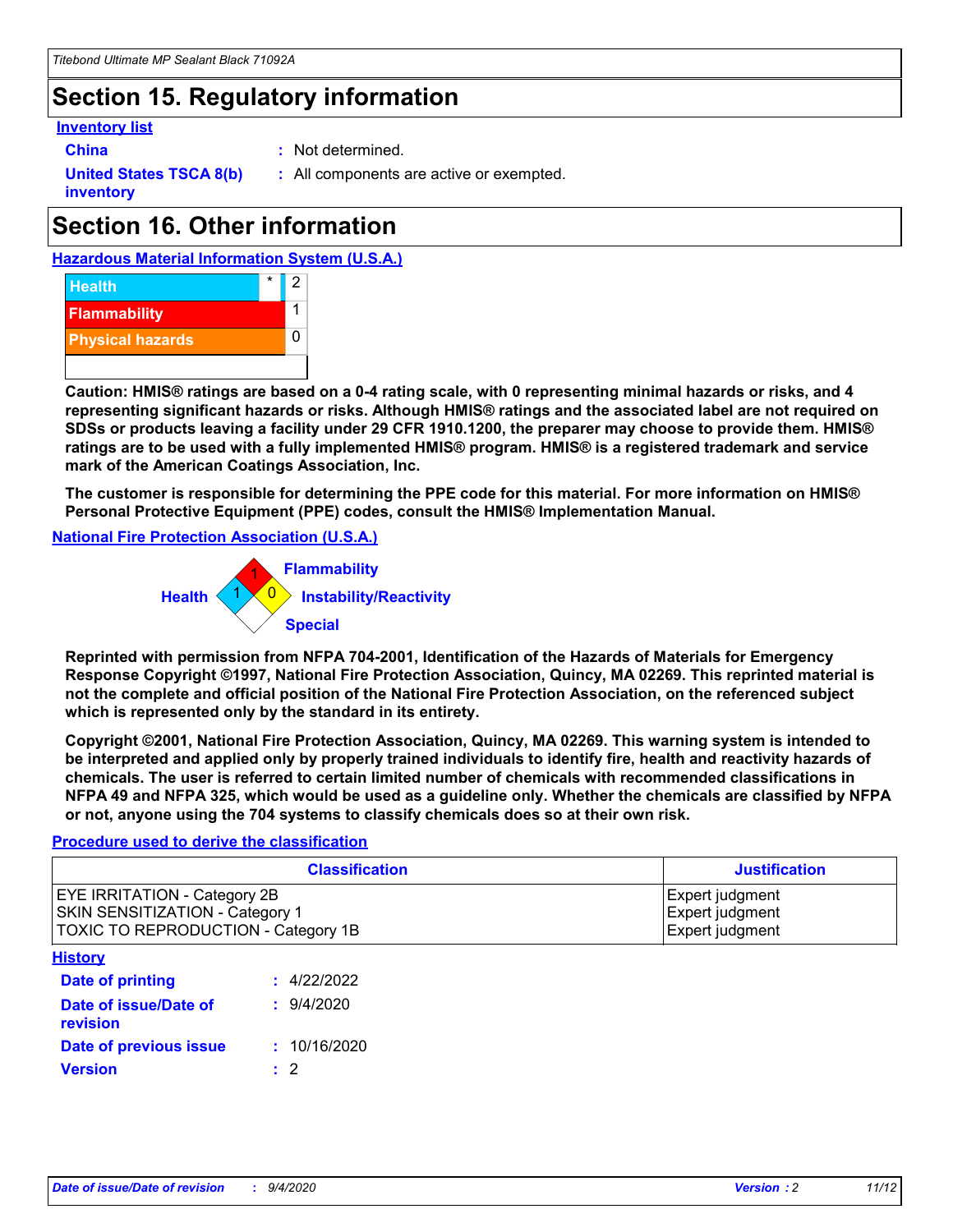## Section 15. Regulatory information

**Inventory list**

**China** : Not determined.

**United States TSCA 8(b) inventory** : All components are active or exempted.

## Section 16. Other information

**Hazardous Material Information System (U.S.A.)**

| | | |
|---|---|---|
| Health | * | 2 |
| Flammability | | 1 |
| Physical hazards | | 0 |

**Caution: HMIS® ratings are based on a 0-4 rating scale, with 0 representing minimal hazards or risks, and 4 representing significant hazards or risks. Although HMIS® ratings and the associated label are not required on SDSs or products leaving a facility under 29 CFR 1910.1200, the preparer may choose to provide them. HMIS® ratings are to be used with a fully implemented HMIS® program. HMIS® is a registered trademark and service mark of the American Coatings Association, Inc.**

**The customer is responsible for determining the PPE code for this material. For more information on HMIS® Personal Protective Equipment (PPE) codes, consult the HMIS® Implementation Manual.**

**National Fire Protection Association (U.S.A.)**

Flammability: 1
Health: 1
Instability/Reactivity: 0
Special:

**Reprinted with permission from NFPA 704-2001, Identification of the Hazards of Materials for Emergency Response Copyright ©1997, National Fire Protection Association, Quincy, MA 02269. This reprinted material is not the complete and official position of the National Fire Protection Association, on the referenced subject which is represented only by the standard in its entirety.**

**Copyright ©2001, National Fire Protection Association, Quincy, MA 02269. This warning system is intended to be interpreted and applied only by properly trained individuals to identify fire, health and reactivity hazards of chemicals. The user is referred to certain limited number of chemicals with recommended classifications in NFPA 49 and NFPA 325, which would be used as a guideline only. Whether the chemicals are classified by NFPA or not, anyone using the 704 systems to classify chemicals does so at their own risk.**

**Procedure used to derive the classification**

| Classification | Justification |
|---|---|
| EYE IRRITATION - Category 2B | Expert judgment |
| SKIN SENSITIZATION - Category 1 | Expert judgment |
| TOXIC TO REPRODUCTION - Category 1B | Expert judgment |

**History**

**Date of printing** : 4/22/2022

**Date of issue/Date of revision** : 9/4/2020

**Date of previous issue** : 10/16/2020

**Version** : 2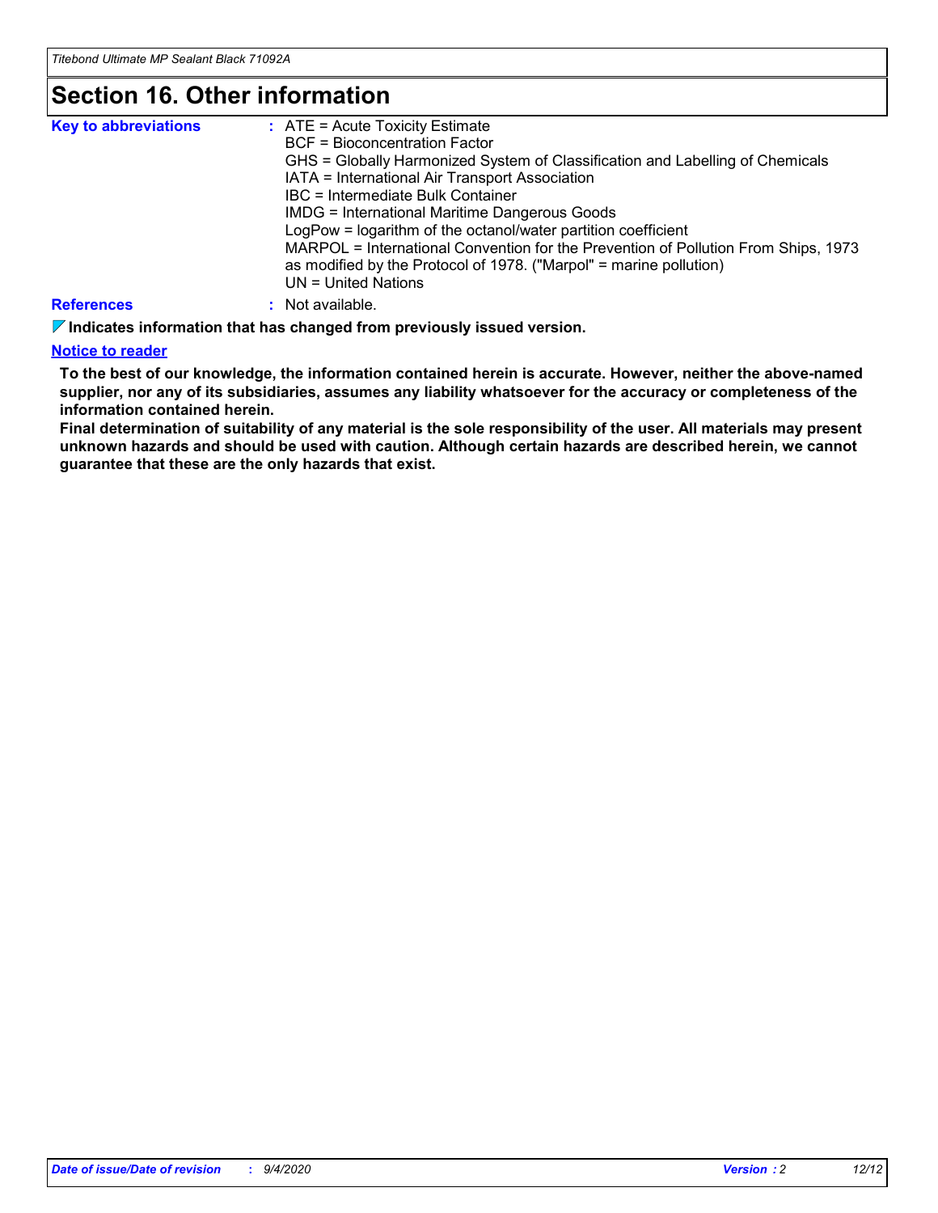# Section 16. Other information

**Key to abbreviations** : ATE = Acute Toxicity Estimate
BCF = Bioconcentration Factor
GHS = Globally Harmonized System of Classification and Labelling of Chemicals
IATA = International Air Transport Association
IBC = Intermediate Bulk Container
IMDG = International Maritime Dangerous Goods
LogPow = logarithm of the octanol/water partition coefficient
MARPOL = International Convention for the Prevention of Pollution From Ships, 1973 as modified by the Protocol of 1978. ("Marpol" = marine pollution)
UN = United Nations

**References** : Not available.

**Indicates information that has changed from previously issued version.**

**Notice to reader**

**To the best of our knowledge, the information contained herein is accurate. However, neither the above-named supplier, nor any of its subsidiaries, assumes any liability whatsoever for the accuracy or completeness of the information contained herein.**

**Final determination of suitability of any material is the sole responsibility of the user. All materials may present unknown hazards and should be used with caution. Although certain hazards are described herein, we cannot guarantee that these are the only hazards that exist.**